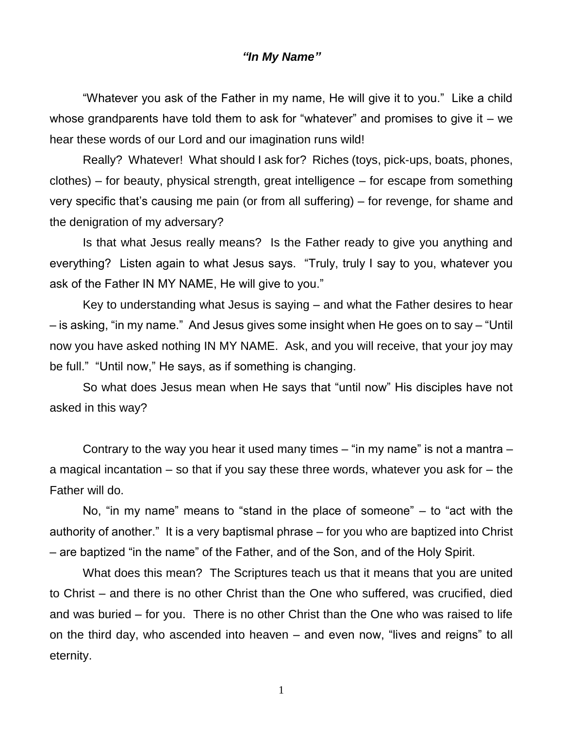***"In My Name"***

"Whatever you ask of the Father in my name, He will give it to you." Like a child whose grandparents have told them to ask for "whatever" and promises to give it – we hear these words of our Lord and our imagination runs wild!

Really? Whatever! What should I ask for? Riches (toys, pick-ups, boats, phones, clothes) – for beauty, physical strength, great intelligence – for escape from something very specific that's causing me pain (or from all suffering) – for revenge, for shame and the denigration of my adversary?

Is that what Jesus really means? Is the Father ready to give you anything and everything? Listen again to what Jesus says. "Truly, truly I say to you, whatever you ask of the Father IN MY NAME, He will give to you."

Key to understanding what Jesus is saying – and what the Father desires to hear – is asking, "in my name." And Jesus gives some insight when He goes on to say – "Until now you have asked nothing IN MY NAME. Ask, and you will receive, that your joy may be full." "Until now," He says, as if something is changing.

So what does Jesus mean when He says that "until now" His disciples have not asked in this way?

Contrary to the way you hear it used many times – "in my name" is not a mantra – a magical incantation – so that if you say these three words, whatever you ask for – the Father will do.

No, "in my name" means to "stand in the place of someone" – to "act with the authority of another." It is a very baptismal phrase – for you who are baptized into Christ – are baptized "in the name" of the Father, and of the Son, and of the Holy Spirit.

What does this mean? The Scriptures teach us that it means that you are united to Christ – and there is no other Christ than the One who suffered, was crucified, died and was buried – for you. There is no other Christ than the One who was raised to life on the third day, who ascended into heaven – and even now, "lives and reigns" to all eternity.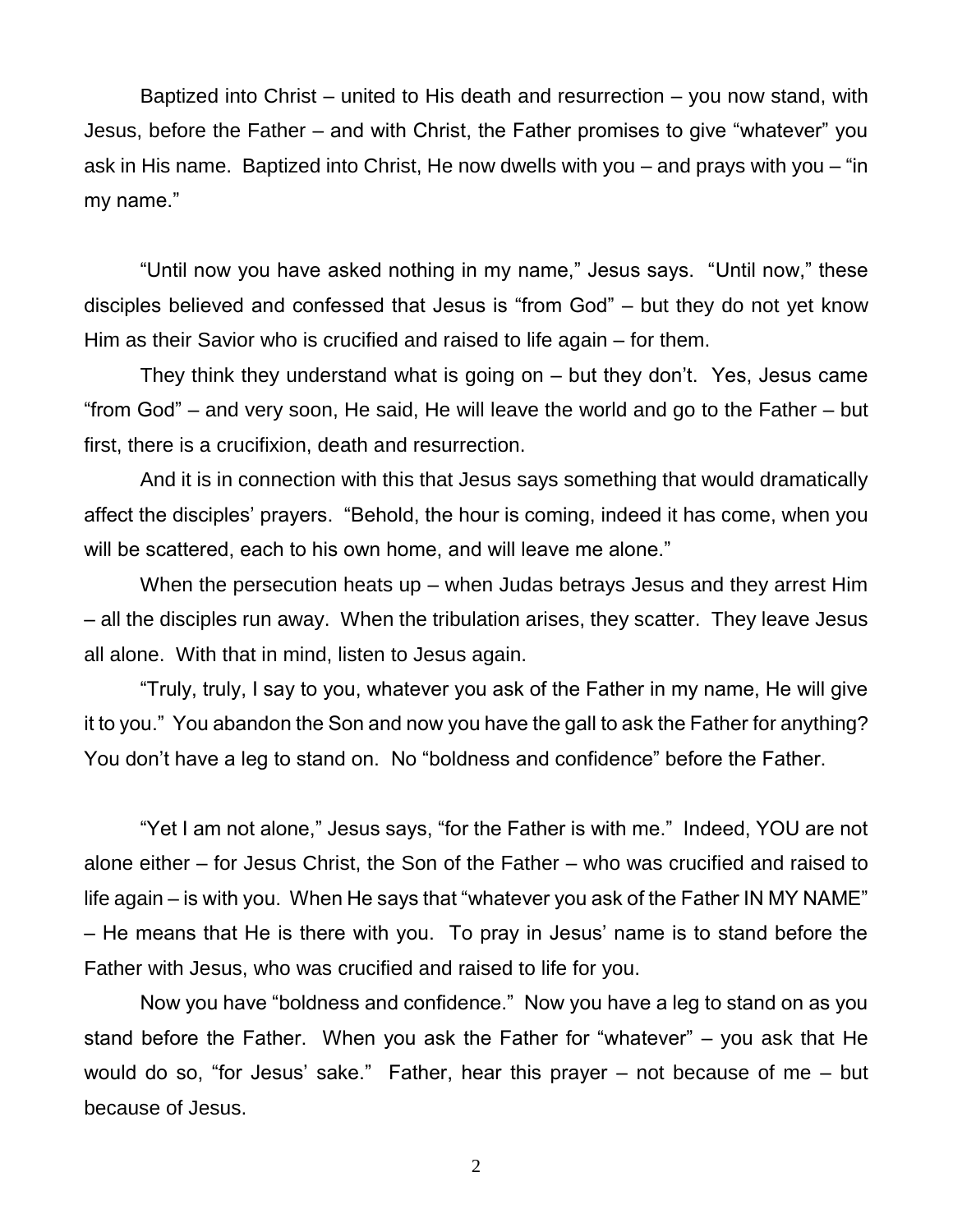Baptized into Christ – united to His death and resurrection – you now stand, with Jesus, before the Father – and with Christ, the Father promises to give "whatever" you ask in His name. Baptized into Christ, He now dwells with you – and prays with you – "in my name."

"Until now you have asked nothing in my name," Jesus says. "Until now," these disciples believed and confessed that Jesus is "from God" – but they do not yet know Him as their Savior who is crucified and raised to life again – for them.

They think they understand what is going on – but they don't. Yes, Jesus came "from God" – and very soon, He said, He will leave the world and go to the Father – but first, there is a crucifixion, death and resurrection.

And it is in connection with this that Jesus says something that would dramatically affect the disciples' prayers. "Behold, the hour is coming, indeed it has come, when you will be scattered, each to his own home, and will leave me alone."

When the persecution heats up – when Judas betrays Jesus and they arrest Him – all the disciples run away. When the tribulation arises, they scatter. They leave Jesus all alone. With that in mind, listen to Jesus again.

"Truly, truly, I say to you, whatever you ask of the Father in my name, He will give it to you." You abandon the Son and now you have the gall to ask the Father for anything? You don't have a leg to stand on. No "boldness and confidence" before the Father.

"Yet I am not alone," Jesus says, "for the Father is with me." Indeed, YOU are not alone either – for Jesus Christ, the Son of the Father – who was crucified and raised to life again – is with you. When He says that "whatever you ask of the Father IN MY NAME" – He means that He is there with you. To pray in Jesus' name is to stand before the Father with Jesus, who was crucified and raised to life for you.

Now you have "boldness and confidence." Now you have a leg to stand on as you stand before the Father. When you ask the Father for "whatever" – you ask that He would do so, "for Jesus' sake." Father, hear this prayer – not because of me – but because of Jesus.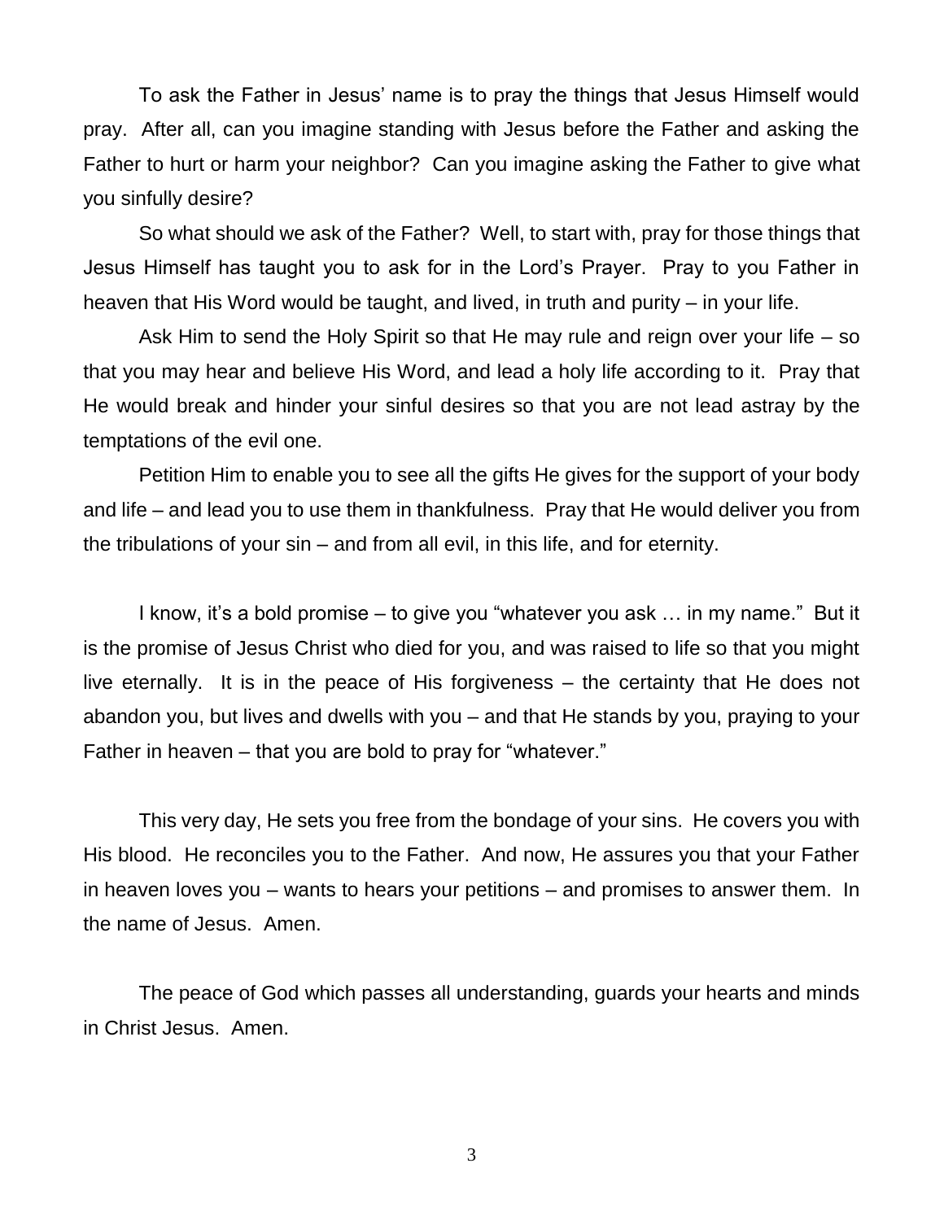To ask the Father in Jesus' name is to pray the things that Jesus Himself would pray. After all, can you imagine standing with Jesus before the Father and asking the Father to hurt or harm your neighbor? Can you imagine asking the Father to give what you sinfully desire?

So what should we ask of the Father? Well, to start with, pray for those things that Jesus Himself has taught you to ask for in the Lord's Prayer. Pray to you Father in heaven that His Word would be taught, and lived, in truth and purity – in your life.

Ask Him to send the Holy Spirit so that He may rule and reign over your life – so that you may hear and believe His Word, and lead a holy life according to it. Pray that He would break and hinder your sinful desires so that you are not lead astray by the temptations of the evil one.

Petition Him to enable you to see all the gifts He gives for the support of your body and life – and lead you to use them in thankfulness. Pray that He would deliver you from the tribulations of your sin – and from all evil, in this life, and for eternity.

I know, it's a bold promise – to give you "whatever you ask … in my name." But it is the promise of Jesus Christ who died for you, and was raised to life so that you might live eternally. It is in the peace of His forgiveness – the certainty that He does not abandon you, but lives and dwells with you – and that He stands by you, praying to your Father in heaven – that you are bold to pray for "whatever."

This very day, He sets you free from the bondage of your sins. He covers you with His blood. He reconciles you to the Father. And now, He assures you that your Father in heaven loves you – wants to hears your petitions – and promises to answer them. In the name of Jesus. Amen.

The peace of God which passes all understanding, guards your hearts and minds in Christ Jesus. Amen.